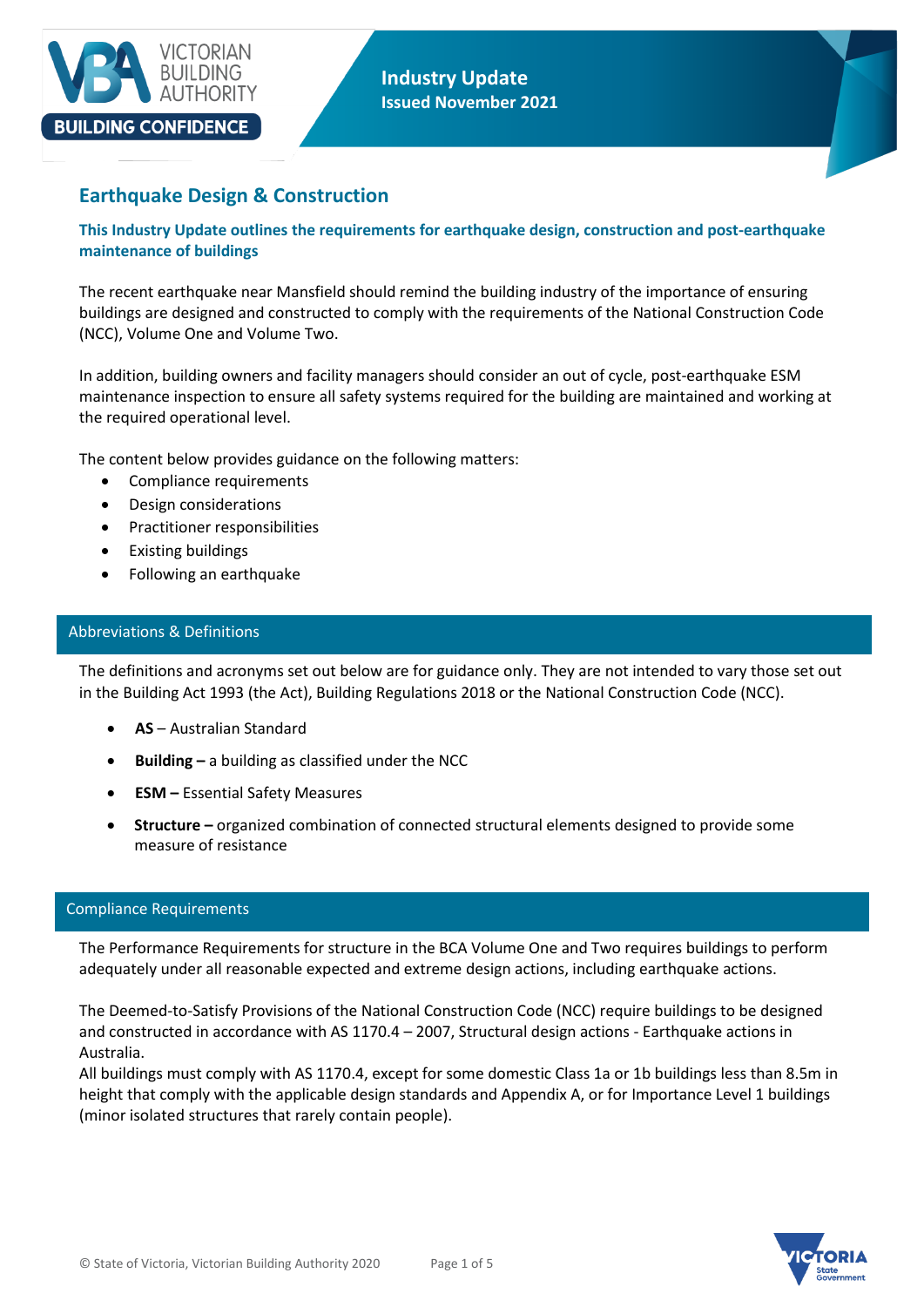Industry Update
Issued November 2021

# Earthquake Design & Construction

**This Industry Update outlines the requirements for earthquake design, construction and post-earthquake maintenance of buildings**

The recent earthquake near Mansfield should remind the building industry of the importance of ensuring buildings are designed and constructed to comply with the requirements of the National Construction Code (NCC), Volume One and Volume Two.

In addition, building owners and facility managers should consider an out of cycle, post-earthquake ESM maintenance inspection to ensure all safety systems required for the building are maintained and working at the required operational level.

The content below provides guidance on the following matters:

- Compliance requirements
- Design considerations
- Practitioner responsibilities
- Existing buildings
- Following an earthquake

## Abbreviations & Definitions

The definitions and acronyms set out below are for guidance only. They are not intended to vary those set out in the Building Act 1993 (the Act), Building Regulations 2018 or the National Construction Code (NCC).

- **AS** – Australian Standard
- **Building –** a building as classified under the NCC
- **ESM –** Essential Safety Measures
- **Structure –** organized combination of connected structural elements designed to provide some measure of resistance

## Compliance Requirements

The Performance Requirements for structure in the BCA Volume One and Two requires buildings to perform adequately under all reasonable expected and extreme design actions, including earthquake actions.

The Deemed-to-Satisfy Provisions of the National Construction Code (NCC) require buildings to be designed and constructed in accordance with AS 1170.4 – 2007, Structural design actions - Earthquake actions in Australia.
All buildings must comply with AS 1170.4, except for some domestic Class 1a or 1b buildings less than 8.5m in height that comply with the applicable design standards and Appendix A, or for Importance Level 1 buildings (minor isolated structures that rarely contain people).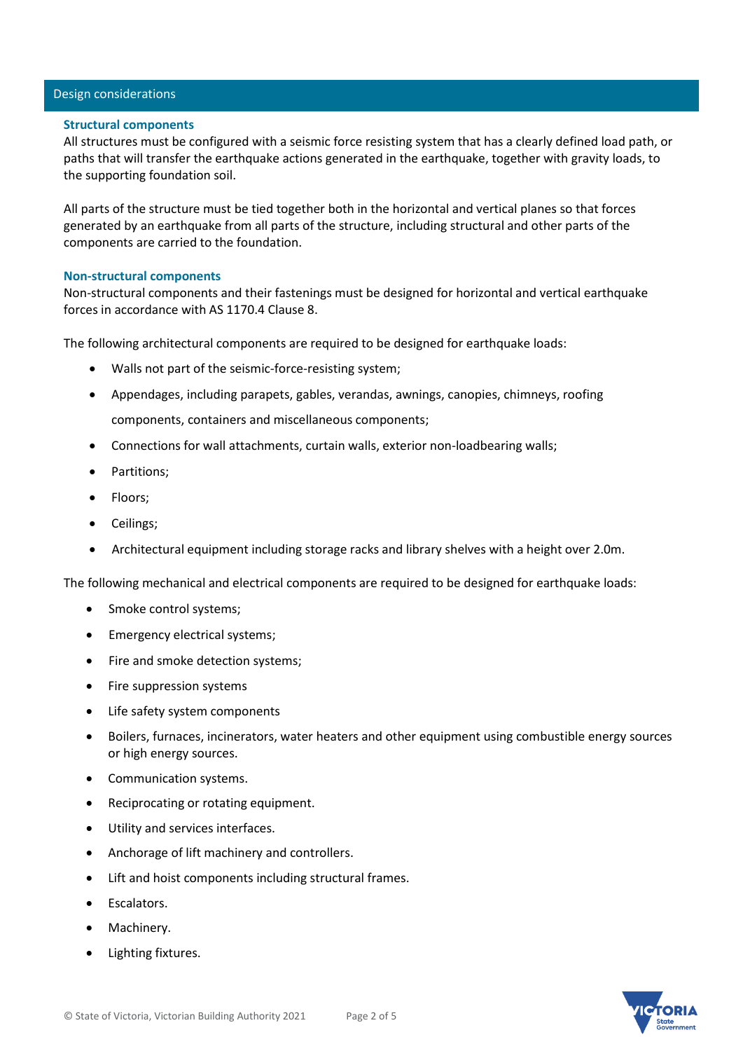## Design considerations

### Structural components

All structures must be configured with a seismic force resisting system that has a clearly defined load path, or paths that will transfer the earthquake actions generated in the earthquake, together with gravity loads, to the supporting foundation soil.

All parts of the structure must be tied together both in the horizontal and vertical planes so that forces generated by an earthquake from all parts of the structure, including structural and other parts of the components are carried to the foundation.

### Non-structural components

Non-structural components and their fastenings must be designed for horizontal and vertical earthquake forces in accordance with AS 1170.4 Clause 8.

The following architectural components are required to be designed for earthquake loads:

- Walls not part of the seismic-force-resisting system;
- Appendages, including parapets, gables, verandas, awnings, canopies, chimneys, roofing components, containers and miscellaneous components;
- Connections for wall attachments, curtain walls, exterior non-loadbearing walls;
- Partitions;
- Floors;
- Ceilings;
- Architectural equipment including storage racks and library shelves with a height over 2.0m.

The following mechanical and electrical components are required to be designed for earthquake loads:

- Smoke control systems;
- Emergency electrical systems;
- Fire and smoke detection systems;
- Fire suppression systems
- Life safety system components
- Boilers, furnaces, incinerators, water heaters and other equipment using combustible energy sources or high energy sources.
- Communication systems.
- Reciprocating or rotating equipment.
- Utility and services interfaces.
- Anchorage of lift machinery and controllers.
- Lift and hoist components including structural frames.
- Escalators.
- Machinery.
- Lighting fixtures.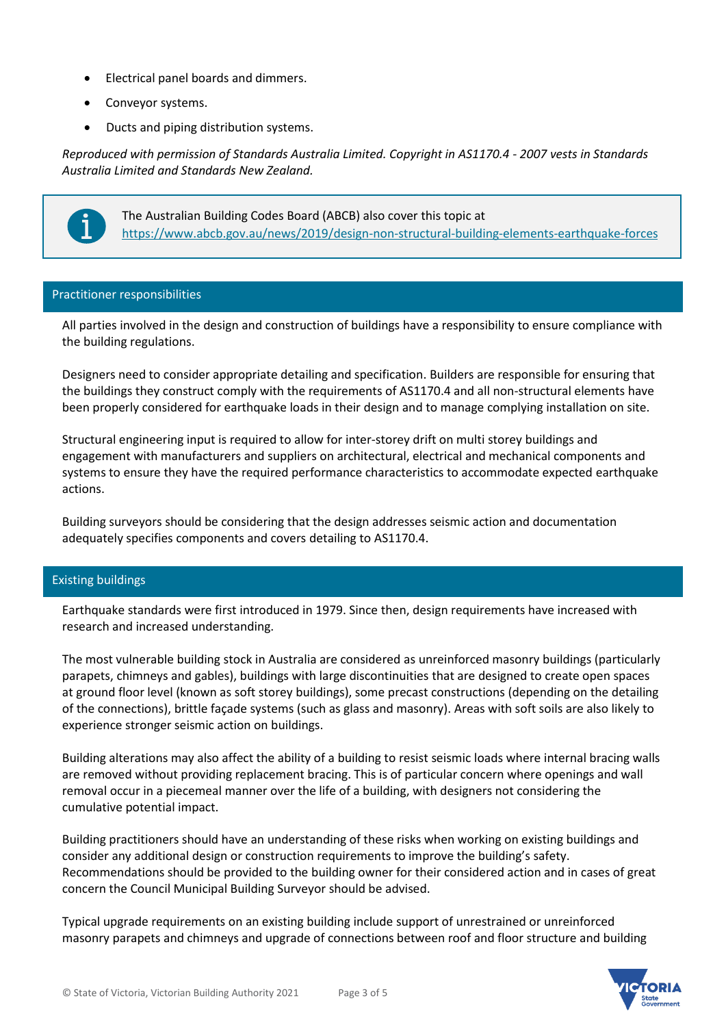- Electrical panel boards and dimmers.
- Conveyor systems.
- Ducts and piping distribution systems.

*Reproduced with permission of Standards Australia Limited. Copyright in AS1170.4 - 2007 vests in Standards Australia Limited and Standards New Zealand.*

> The Australian Building Codes Board (ABCB) also cover this topic at https://www.abcb.gov.au/news/2019/design-non-structural-building-elements-earthquake-forces

## Practitioner responsibilities

All parties involved in the design and construction of buildings have a responsibility to ensure compliance with the building regulations.

Designers need to consider appropriate detailing and specification. Builders are responsible for ensuring that the buildings they construct comply with the requirements of AS1170.4 and all non-structural elements have been properly considered for earthquake loads in their design and to manage complying installation on site.

Structural engineering input is required to allow for inter-storey drift on multi storey buildings and engagement with manufacturers and suppliers on architectural, electrical and mechanical components and systems to ensure they have the required performance characteristics to accommodate expected earthquake actions.

Building surveyors should be considering that the design addresses seismic action and documentation adequately specifies components and covers detailing to AS1170.4.

## Existing buildings

Earthquake standards were first introduced in 1979. Since then, design requirements have increased with research and increased understanding.

The most vulnerable building stock in Australia are considered as unreinforced masonry buildings (particularly parapets, chimneys and gables), buildings with large discontinuities that are designed to create open spaces at ground floor level (known as soft storey buildings), some precast constructions (depending on the detailing of the connections), brittle façade systems (such as glass and masonry). Areas with soft soils are also likely to experience stronger seismic action on buildings.

Building alterations may also affect the ability of a building to resist seismic loads where internal bracing walls are removed without providing replacement bracing. This is of particular concern where openings and wall removal occur in a piecemeal manner over the life of a building, with designers not considering the cumulative potential impact.

Building practitioners should have an understanding of these risks when working on existing buildings and consider any additional design or construction requirements to improve the building's safety. Recommendations should be provided to the building owner for their considered action and in cases of great concern the Council Municipal Building Surveyor should be advised.

Typical upgrade requirements on an existing building include support of unrestrained or unreinforced masonry parapets and chimneys and upgrade of connections between roof and floor structure and building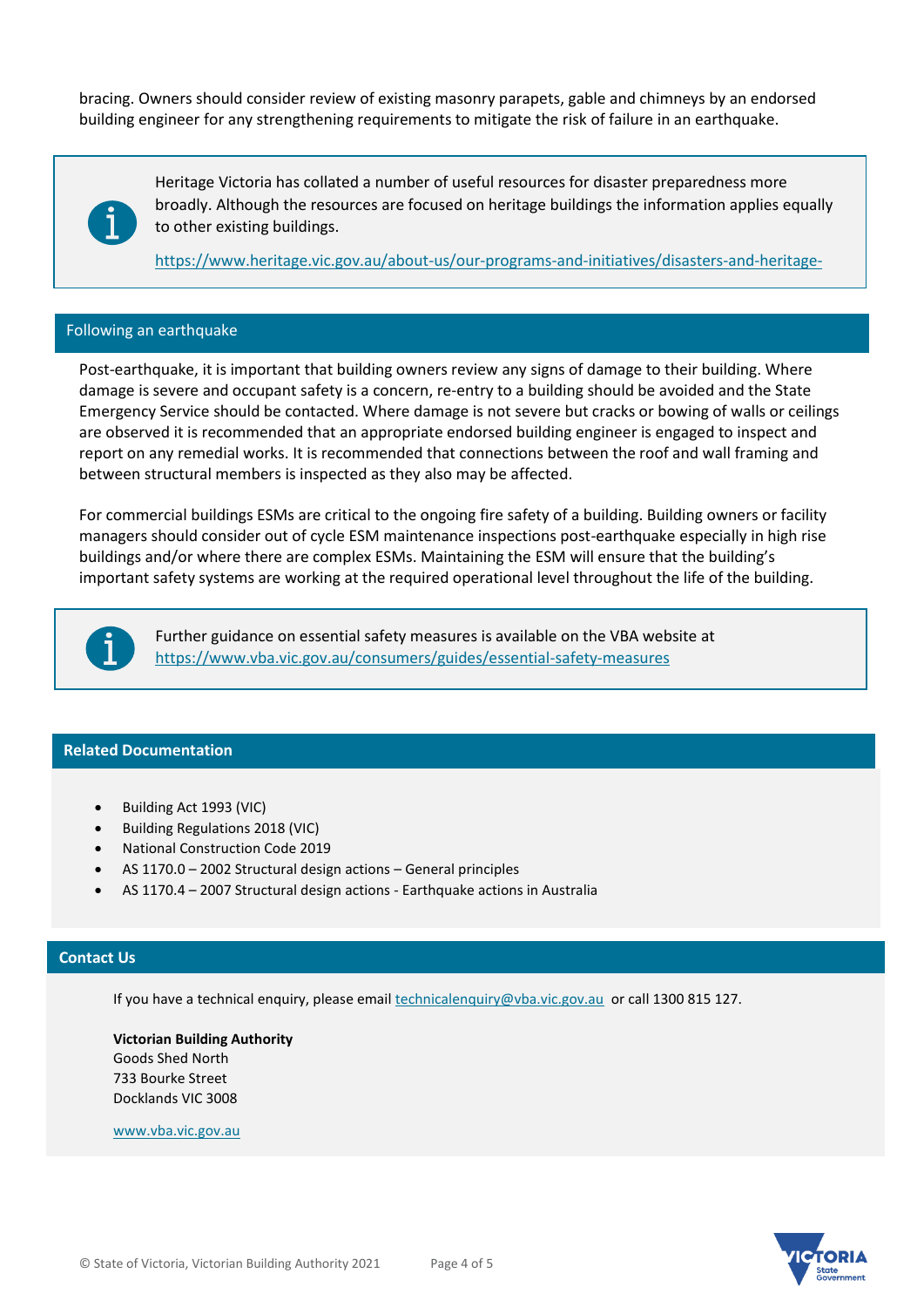bracing. Owners should consider review of existing masonry parapets, gable and chimneys by an endorsed building engineer for any strengthening requirements to mitigate the risk of failure in an earthquake.

> Heritage Victoria has collated a number of useful resources for disaster preparedness more broadly. Although the resources are focused on heritage buildings the information applies equally to other existing buildings.
>
> https://www.heritage.vic.gov.au/about-us/our-programs-and-initiatives/disasters-and-heritage-

## Following an earthquake

Post-earthquake, it is important that building owners review any signs of damage to their building. Where damage is severe and occupant safety is a concern, re-entry to a building should be avoided and the State Emergency Service should be contacted. Where damage is not severe but cracks or bowing of walls or ceilings are observed it is recommended that an appropriate endorsed building engineer is engaged to inspect and report on any remedial works. It is recommended that connections between the roof and wall framing and between structural members is inspected as they also may be affected.

For commercial buildings ESMs are critical to the ongoing fire safety of a building. Building owners or facility managers should consider out of cycle ESM maintenance inspections post-earthquake especially in high rise buildings and/or where there are complex ESMs. Maintaining the ESM will ensure that the building's important safety systems are working at the required operational level throughout the life of the building.

> Further guidance on essential safety measures is available on the VBA website at https://www.vba.vic.gov.au/consumers/guides/essential-safety-measures

## Related Documentation

- Building Act 1993 (VIC)
- Building Regulations 2018 (VIC)
- National Construction Code 2019
- AS 1170.0 – 2002 Structural design actions – General principles
- AS 1170.4 – 2007 Structural design actions - Earthquake actions in Australia

## Contact Us

If you have a technical enquiry, please email technicalenquiry@vba.vic.gov.au or call 1300 815 127.

**Victorian Building Authority**
Goods Shed North
733 Bourke Street
Docklands VIC 3008

www.vba.vic.gov.au

© State of Victoria, Victorian Building Authority 2021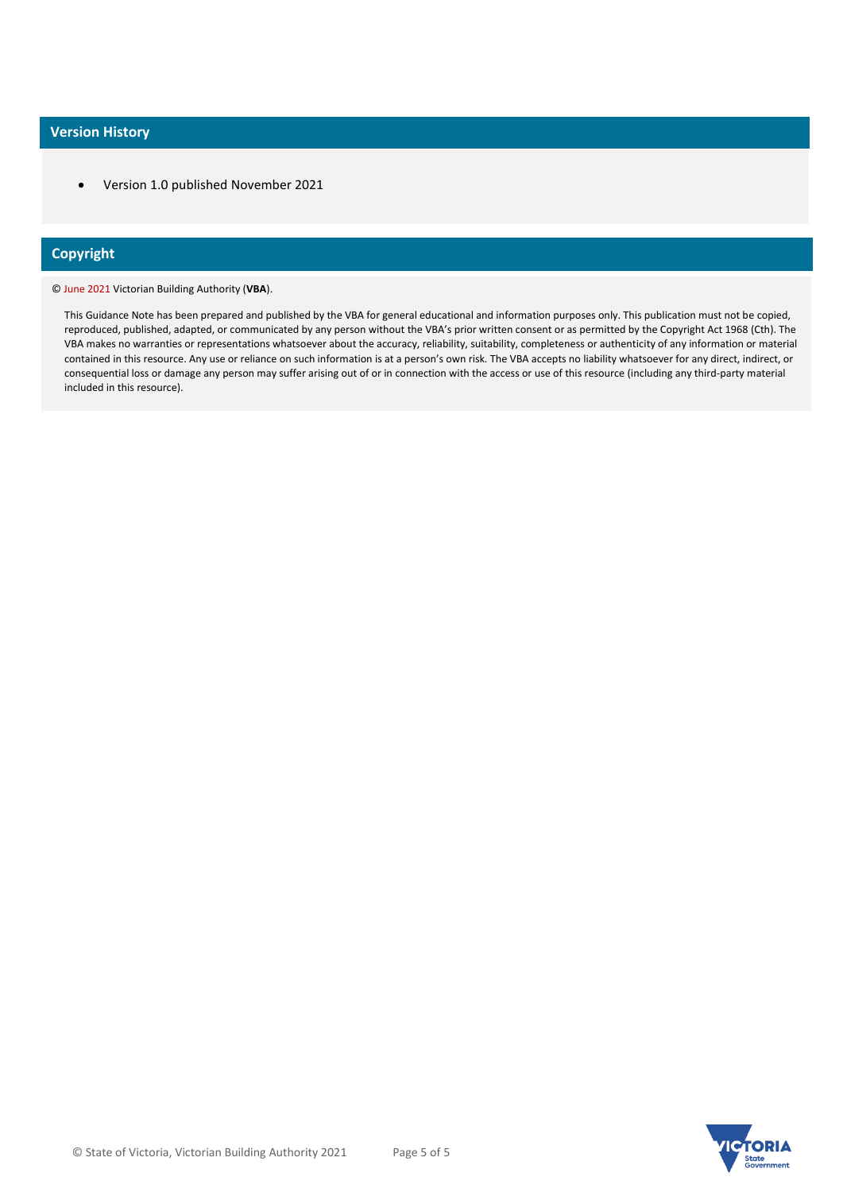## Version History

- Version 1.0 published November 2021

## Copyright

© June 2021 Victorian Building Authority (**VBA**).

This Guidance Note has been prepared and published by the VBA for general educational and information purposes only. This publication must not be copied, reproduced, published, adapted, or communicated by any person without the VBA's prior written consent or as permitted by the Copyright Act 1968 (Cth). The VBA makes no warranties or representations whatsoever about the accuracy, reliability, suitability, completeness or authenticity of any information or material contained in this resource. Any use or reliance on such information is at a person's own risk. The VBA accepts no liability whatsoever for any direct, indirect, or consequential loss or damage any person may suffer arising out of or in connection with the access or use of this resource (including any third-party material included in this resource).